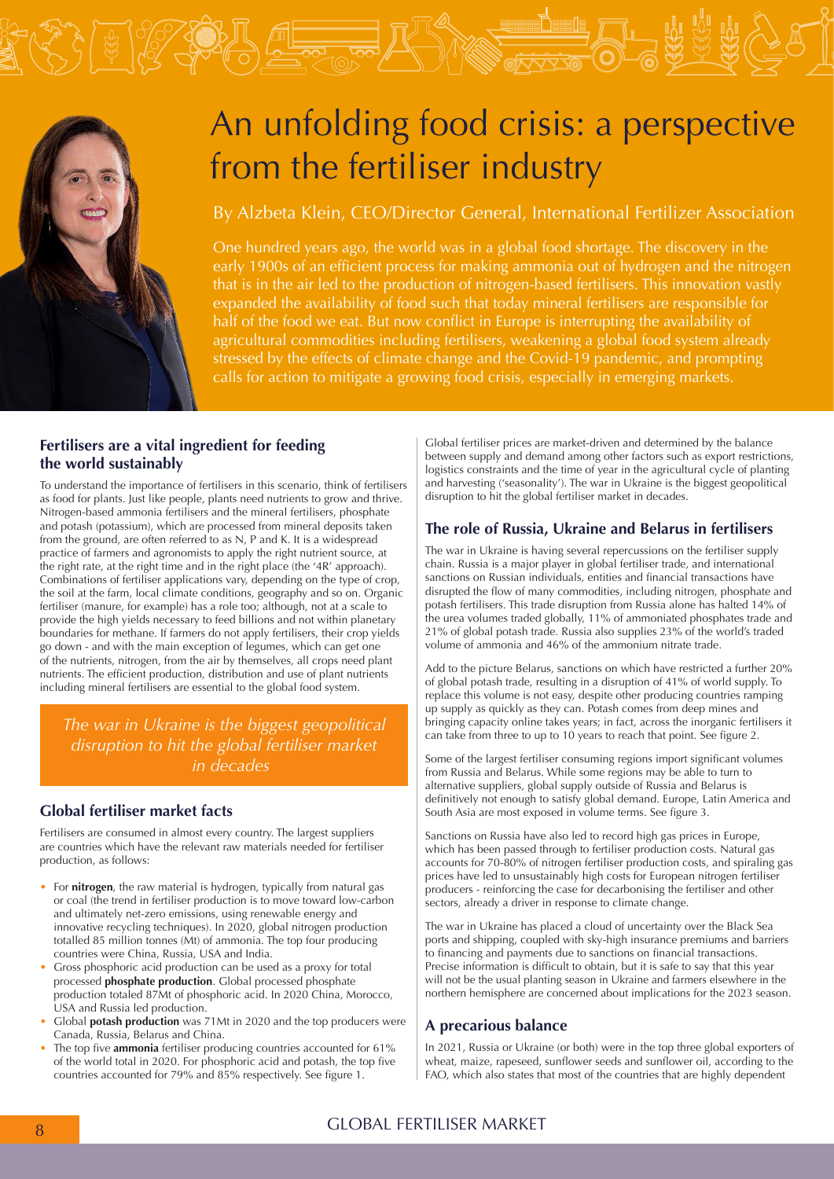# An unfolding food crisis: a perspective from the fertiliser industry

## By Alzbeta Klein, CEO/Director General, International Fertilizer Association

One hundred years ago, the world was in a global food shortage. The discovery in the early 1900s of an efficient process for making ammonia out of hydrogen and the nitrogen that is in the air led to the production of nitrogen-based fertilisers. This innovation vastly expanded the availability of food such that today mineral fertilisers are responsible for half of the food we eat. But now conflict in Europe is interrupting the availability of agricultural commodities including fertilisers, weakening a global food system already stressed by the effects of climate change and the Covid-19 pandemic, and prompting calls for action to mitigate a growing food crisis, especially in emerging markets.

### Fertilisers are a vital ingredient for feeding the world sustainably

To understand the importance of fertilisers in this scenario, think of fertilisers as food for plants. Just like people, plants need nutrients to grow and thrive. Nitrogen-based ammonia fertilisers and the mineral fertilisers, phosphate and potash (potassium), which are processed from mineral deposits taken from the ground, are often referred to as N, P and K. It is a widespread practice of farmers and agronomists to apply the right nutrient source, at the right rate, at the right time and in the right place (the '4R' approach). Combinations of fertiliser applications vary, depending on the type of crop, the soil at the farm, local climate conditions, geography and so on. Organic fertiliser (manure, for example) has a role too; although, not at a scale to provide the high yields necessary to feed billions and not within planetary boundaries for methane. If farmers do not apply fertilisers, their crop yields go down - and with the main exception of legumes, which can get one of the nutrients, nitrogen, from the air by themselves, all crops need plant nutrients. The efficient production, distribution and use of plant nutrients including mineral fertilisers are essential to the global food system.

*The war in Ukraine is the biggest geopolitical disruption to hit the global fertiliser market in decades*

### Global fertiliser market facts

Fertilisers are consumed in almost every country. The largest suppliers are countries which have the relevant raw materials needed for fertiliser production, as follows:

- For **nitrogen**, the raw material is hydrogen, typically from natural gas or coal (the trend in fertiliser production is to move toward low-carbon and ultimately net-zero emissions, using renewable energy and innovative recycling techniques). In 2020, global nitrogen production totalled 85 million tonnes (Mt) of ammonia. The top four producing countries were China, Russia, USA and India.
- Gross phosphoric acid production can be used as a proxy for total processed **phosphate production**. Global processed phosphate production totaled 87Mt of phosphoric acid. In 2020 China, Morocco, USA and Russia led production.
- Global **potash production** was 71Mt in 2020 and the top producers were Canada, Russia, Belarus and China.
- The top five **ammonia** fertiliser producing countries accounted for 61% of the world total in 2020. For phosphoric acid and potash, the top five countries accounted for 79% and 85% respectively. See figure 1.

Global fertiliser prices are market-driven and determined by the balance between supply and demand among other factors such as export restrictions, logistics constraints and the time of year in the agricultural cycle of planting and harvesting ('seasonality'). The war in Ukraine is the biggest geopolitical disruption to hit the global fertiliser market in decades.

### The role of Russia, Ukraine and Belarus in fertilisers

The war in Ukraine is having several repercussions on the fertiliser supply chain. Russia is a major player in global fertiliser trade, and international sanctions on Russian individuals, entities and financial transactions have disrupted the flow of many commodities, including nitrogen, phosphate and potash fertilisers. This trade disruption from Russia alone has halted 14% of the urea volumes traded globally, 11% of ammoniated phosphates trade and 21% of global potash trade. Russia also supplies 23% of the world's traded volume of ammonia and 46% of the ammonium nitrate trade.

Add to the picture Belarus, sanctions on which have restricted a further 20% of global potash trade, resulting in a disruption of 41% of world supply. To replace this volume is not easy, despite other producing countries ramping up supply as quickly as they can. Potash comes from deep mines and bringing capacity online takes years; in fact, across the inorganic fertilisers it can take from three to up to 10 years to reach that point. See figure 2.

Some of the largest fertiliser consuming regions import significant volumes from Russia and Belarus. While some regions may be able to turn to alternative suppliers, global supply outside of Russia and Belarus is definitively not enough to satisfy global demand. Europe, Latin America and South Asia are most exposed in volume terms. See figure 3.

Sanctions on Russia have also led to record high gas prices in Europe, which has been passed through to fertiliser production costs. Natural gas accounts for 70-80% of nitrogen fertiliser production costs, and spiraling gas prices have led to unsustainably high costs for European nitrogen fertiliser producers - reinforcing the case for decarbonising the fertiliser and other sectors, already a driver in response to climate change.

The war in Ukraine has placed a cloud of uncertainty over the Black Sea ports and shipping, coupled with sky-high insurance premiums and barriers to financing and payments due to sanctions on financial transactions. Precise information is difficult to obtain, but it is safe to say that this year will not be the usual planting season in Ukraine and farmers elsewhere in the northern hemisphere are concerned about implications for the 2023 season.

### A precarious balance

In 2021, Russia or Ukraine (or both) were in the top three global exporters of wheat, maize, rapeseed, sunflower seeds and sunflower oil, according to the FAO, which also states that most of the countries that are highly dependent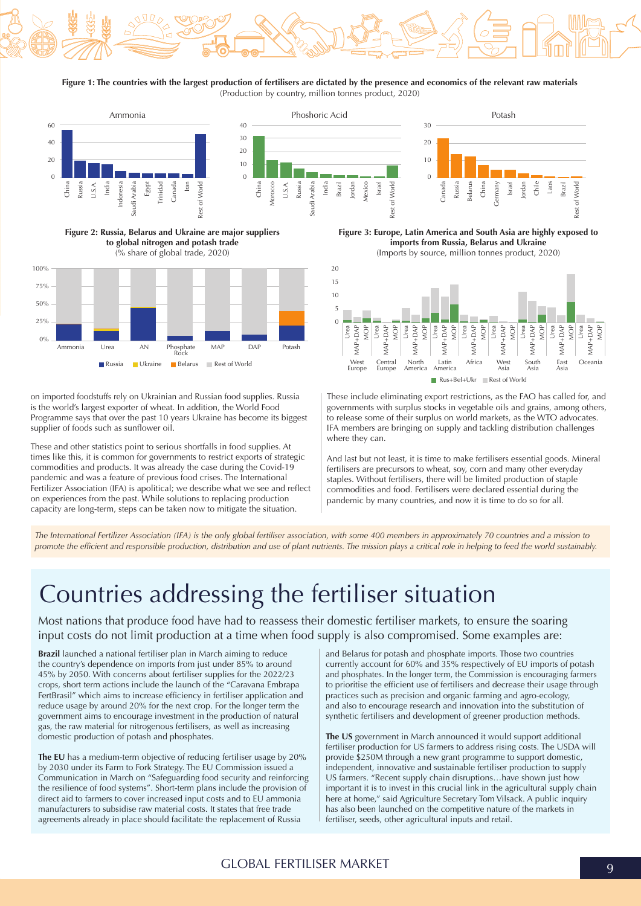**Figure 1: The countries with the largest production of fertilisers are dictated by the presence and economics of the relevant raw materials**
(Production by country, million tonnes product, 2020)

Ammonia
0
20
40
60
China
Russia
U.S.A.
India
Indonesia
Saudi Arabia
Egypt
Trinidad
Canada
Iran
Rest of World

Phoshoric Acid
0
10
20
30
40
China
Morocco
U.S.A.
Russia
Saudi Arabia
India
Brazil
Jordan
Mexico
Israel
Rest of World

Potash
0
10
20
30
Canada
Russia
Belarus
China
Germany
Israel
Jordan
Chile
Laos
Brazil
Rest of World

**Figure 2: Russia, Belarus and Ukraine are major suppliers to global nitrogen and potash trade**
(% share of global trade, 2020)

0%
25%
50%
75%
100%
Ammonia
Urea
AN
Phosphate Rock
MAP
DAP
Potash
Russia
Ukraine
Belarus
Rest of World

**Figure 3: Europe, Latin America and South Asia are highly exposed to imports from Russia, Belarus and Ukraine**
(Imports by source, million tonnes product, 2020)

0
5
10
15
20
Urea
MAP+DAP
MOP
West Europe
Central Europe
North America
Latin America
Africa
West Asia
South Asia
East Asia
Oceania
Rus+Bel+Ukr
Rest of World

on imported foodstuffs rely on Ukrainian and Russian food supplies. Russia is the world's largest exporter of wheat. In addition, the World Food Programme says that over the past 10 years Ukraine has become its biggest supplier of foods such as sunflower oil.

These and other statistics point to serious shortfalls in food supplies. At times like this, it is common for governments to restrict exports of strategic commodities and products. It was already the case during the Covid-19 pandemic and was a feature of previous food crises. The International Fertilizer Association (IFA) is apolitical; we describe what we see and reflect on experiences from the past. While solutions to replacing production capacity are long-term, steps can be taken now to mitigate the situation.

These include eliminating export restrictions, as the FAO has called for, and governments with surplus stocks in vegetable oils and grains, among others, to release some of their surplus on world markets, as the WTO advocates. IFA members are bringing on supply and tackling distribution challenges where they can.

And last but not least, it is time to make fertilisers essential goods. Mineral fertilisers are precursors to wheat, soy, corn and many other everyday staples. Without fertilisers, there will be limited production of staple commodities and food. Fertilisers were declared essential during the pandemic by many countries, and now it is time to do so for all.

*The International Fertilizer Association (IFA) is the only global fertiliser association, with some 400 members in approximately 70 countries and a mission to promote the efficient and responsible production, distribution and use of plant nutrients. The mission plays a critical role in helping to feed the world sustainably.*

# Countries addressing the fertiliser situation

Most nations that produce food have had to reassess their domestic fertiliser markets, to ensure the soaring input costs do not limit production at a time when food supply is also compromised. Some examples are:

**Brazil** launched a national fertiliser plan in March aiming to reduce the country's dependence on imports from just under 85% to around 45% by 2050. With concerns about fertiliser supplies for the 2022/23 crops, short term actions include the launch of the "Caravana Embrapa FertBrasil" which aims to increase efficiency in fertiliser application and reduce usage by around 20% for the next crop. For the longer term the government aims to encourage investment in the production of natural gas, the raw material for nitrogenous fertilisers, as well as increasing domestic production of potash and phosphates.

**The EU** has a medium-term objective of reducing fertiliser usage by 20% by 2030 under its Farm to Fork Strategy. The EU Commission issued a Communication in March on "Safeguarding food security and reinforcing the resilience of food systems". Short-term plans include the provision of direct aid to farmers to cover increased input costs and to EU ammonia manufacturers to subsidise raw material costs. It states that free trade agreements already in place should facilitate the replacement of Russia and Belarus for potash and phosphate imports. Those two countries currently account for 60% and 35% respectively of EU imports of potash and phosphates. In the longer term, the Commission is encouraging farmers to prioritise the efficient use of fertilisers and decrease their usage through practices such as precision and organic farming and agro-ecology, and also to encourage research and innovation into the substitution of synthetic fertilisers and development of greener production methods.

**The US** government in March announced it would support additional fertiliser production for US farmers to address rising costs. The USDA will provide $250M through a new grant programme to support domestic, independent, innovative and sustainable fertiliser production to supply US farmers. "Recent supply chain disruptions…have shown just how important it is to invest in this crucial link in the agricultural supply chain here at home," said Agriculture Secretary Tom Vilsack. A public inquiry has also been launched on the competitive nature of the markets in fertiliser, seeds, other agricultural inputs and retail.